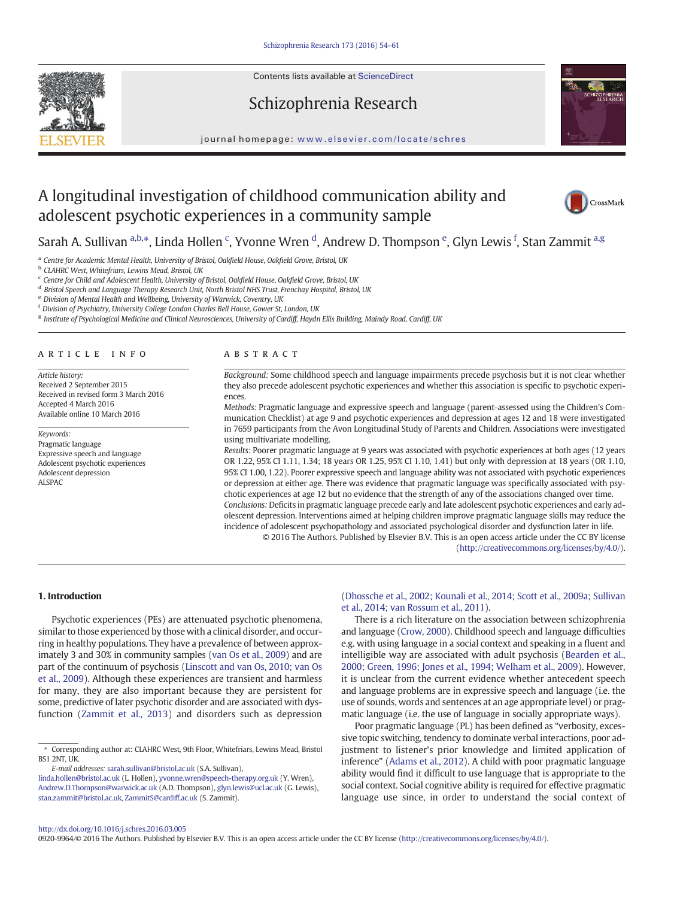# A longitudinal investigation of childhood communication ability and adolescent psychotic experiences in a community sample

Sarah A. Sullivan [a,b,*], Linda Hollen [c], Yvonne Wren [d], Andrew D. Thompson [e], Glyn Lewis [f], Stan Zammit [a,g]

[a] Centre for Academic Mental Health, University of Bristol, Oakfield House, Oakfield Grove, Bristol, UK
[b] CLAHRC West, Whitefriars, Lewins Mead, Bristol, UK
[c] Centre for Child and Adolescent Health, University of Bristol, Oakfield House, Oakfield Grove, Bristol, UK
[d] Bristol Speech and Language Therapy Research Unit, North Bristol NHS Trust, Frenchay Hospital, Bristol, UK
[e] Division of Mental Health and Wellbeing, University of Warwick, Coventry, UK
[f] Division of Psychiatry, University College London Charles Bell House, Gower St, London, UK
[g] Institute of Psychological Medicine and Clinical Neurosciences, University of Cardiff, Haydn Ellis Building, Maindy Road, Cardiff, UK

## ARTICLE INFO

*Article history:*
Received 2 September 2015
Received in revised form 3 March 2016
Accepted 4 March 2016
Available online 10 March 2016

*Keywords:*
Pragmatic language
Expressive speech and language
Adolescent psychotic experiences
Adolescent depression
ALSPAC

## ABSTRACT

*Background:* Some childhood speech and language impairments precede psychosis but it is not clear whether they also precede adolescent psychotic experiences and whether this association is specific to psychotic experiences.

*Methods:* Pragmatic language and expressive speech and language (parent-assessed using the Children's Communication Checklist) at age 9 and psychotic experiences and depression at ages 12 and 18 were investigated in 7659 participants from the Avon Longitudinal Study of Parents and Children. Associations were investigated using multivariate modelling.

*Results:* Poorer pragmatic language at 9 years was associated with psychotic experiences at both ages (12 years OR 1.22, 95% CI 1.11, 1.34; 18 years OR 1.25, 95% CI 1.10, 1.41) but only with depression at 18 years (OR 1.10, 95% CI 1.00, 1.22). Poorer expressive speech and language ability was not associated with psychotic experiences or depression at either age. There was evidence that pragmatic language was specifically associated with psychotic experiences at age 12 but no evidence that the strength of any of the associations changed over time.

*Conclusions:* Deficits in pragmatic language precede early and late adolescent psychotic experiences and early adolescent depression. Interventions aimed at helping children improve pragmatic language skills may reduce the incidence of adolescent psychopathology and associated psychological disorder and dysfunction later in life.

© 2016 The Authors. Published by Elsevier B.V. This is an open access article under the CC BY license (http://creativecommons.org/licenses/by/4.0/).

## 1. Introduction

Psychotic experiences (PEs) are attenuated psychotic phenomena, similar to those experienced by those with a clinical disorder, and occurring in healthy populations. They have a prevalence of between approximately 3 and 30% in community samples (van Os et al., 2009) and are part of the continuum of psychosis (Linscott and van Os, 2010; van Os et al., 2009). Although these experiences are transient and harmless for many, they are also important because they are persistent for some, predictive of later psychotic disorder and are associated with dysfunction (Zammit et al., 2013) and disorders such as depression (Dhossche et al., 2002; Kounali et al., 2014; Scott et al., 2009a; Sullivan et al., 2014; van Rossum et al., 2011).

There is a rich literature on the association between schizophrenia and language (Crow, 2000). Childhood speech and language difficulties e.g. with using language in a social context and speaking in a fluent and intelligible way are associated with adult psychosis (Bearden et al., 2000; Green, 1996; Jones et al., 1994; Welham et al., 2009). However, it is unclear from the current evidence whether antecedent speech and language problems are in expressive speech and language (i.e. the use of sounds, words and sentences at an age appropriate level) or pragmatic language (i.e. the use of language in socially appropriate ways).

Poor pragmatic language (PL) has been defined as "verbosity, excessive topic switching, tendency to dominate verbal interactions, poor adjustment to listener's prior knowledge and limited application of inference" (Adams et al., 2012). A child with poor pragmatic language ability would find it difficult to use language that is appropriate to the social context. Social cognitive ability is required for effective pragmatic language use since, in order to understand the social context of

* Corresponding author at: CLAHRC West, 9th Floor, Whitefriars, Lewins Mead, Bristol BS1 2NT, UK.
*E-mail addresses:* sarah.sullivan@bristol.ac.uk (S.A. Sullivan), linda.hollen@bristol.ac.uk (L. Hollen), yvonne.wren@speech-therapy.org.uk (Y. Wren), Andrew.D.Thompson@warwick.ac.uk (A.D. Thompson), glyn.lewis@ucl.ac.uk (G. Lewis), stan.zammit@bristol.ac.uk, ZammitS@cardiff.ac.uk (S. Zammit).

http://dx.doi.org/10.1016/j.schres.2016.03.005
0920-9964/© 2016 The Authors. Published by Elsevier B.V. This is an open access article under the CC BY license (http://creativecommons.org/licenses/by/4.0/).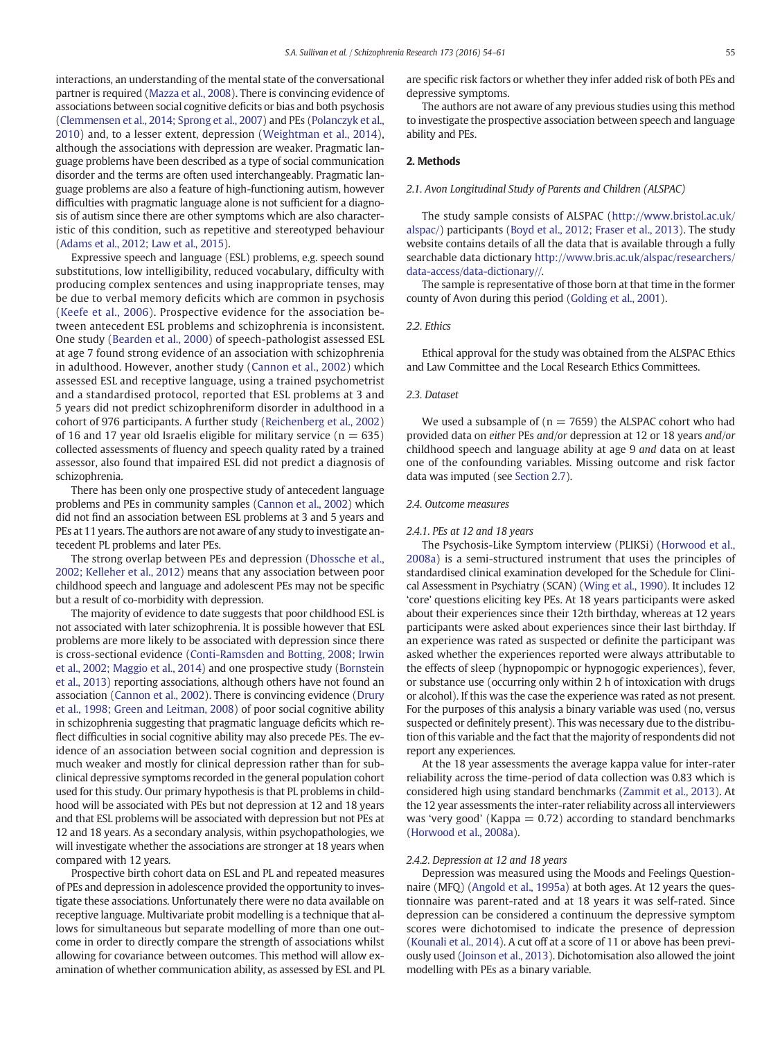interactions, an understanding of the mental state of the conversational partner is required (Mazza et al., 2008). There is convincing evidence of associations between social cognitive deficits or bias and both psychosis (Clemmensen et al., 2014; Sprong et al., 2007) and PEs (Polanczyk et al., 2010) and, to a lesser extent, depression (Weightman et al., 2014), although the associations with depression are weaker. Pragmatic language problems have been described as a type of social communication disorder and the terms are often used interchangeably. Pragmatic language problems are also a feature of high-functioning autism, however difficulties with pragmatic language alone is not sufficient for a diagnosis of autism since there are other symptoms which are also characteristic of this condition, such as repetitive and stereotyped behaviour (Adams et al., 2012; Law et al., 2015).

Expressive speech and language (ESL) problems, e.g. speech sound substitutions, low intelligibility, reduced vocabulary, difficulty with producing complex sentences and using inappropriate tenses, may be due to verbal memory deficits which are common in psychosis (Keefe et al., 2006). Prospective evidence for the association between antecedent ESL problems and schizophrenia is inconsistent. One study (Bearden et al., 2000) of speech-pathologist assessed ESL at age 7 found strong evidence of an association with schizophrenia in adulthood. However, another study (Cannon et al., 2002) which assessed ESL and receptive language, using a trained psychometrist and a standardised protocol, reported that ESL problems at 3 and 5 years did not predict schizophreniform disorder in adulthood in a cohort of 976 participants. A further study (Reichenberg et al., 2002) of 16 and 17 year old Israelis eligible for military service (n = 635) collected assessments of fluency and speech quality rated by a trained assessor, also found that impaired ESL did not predict a diagnosis of schizophrenia.

There has been only one prospective study of antecedent language problems and PEs in community samples (Cannon et al., 2002) which did not find an association between ESL problems at 3 and 5 years and PEs at 11 years. The authors are not aware of any study to investigate antecedent PL problems and later PEs.

The strong overlap between PEs and depression (Dhossche et al., 2002; Kelleher et al., 2012) means that any association between poor childhood speech and language and adolescent PEs may not be specific but a result of co-morbidity with depression.

The majority of evidence to date suggests that poor childhood ESL is not associated with later schizophrenia. It is possible however that ESL problems are more likely to be associated with depression since there is cross-sectional evidence (Conti-Ramsden and Botting, 2008; Irwin et al., 2002; Maggio et al., 2014) and one prospective study (Bornstein et al., 2013) reporting associations, although others have not found an association (Cannon et al., 2002). There is convincing evidence (Drury et al., 1998; Green and Leitman, 2008) of poor social cognitive ability in schizophrenia suggesting that pragmatic language deficits which reflect difficulties in social cognitive ability may also precede PEs. The evidence of an association between social cognition and depression is much weaker and mostly for clinical depression rather than for subclinical depressive symptoms recorded in the general population cohort used for this study. Our primary hypothesis is that PL problems in childhood will be associated with PEs but not depression at 12 and 18 years and that ESL problems will be associated with depression but not PEs at 12 and 18 years. As a secondary analysis, within psychopathologies, we will investigate whether the associations are stronger at 18 years when compared with 12 years.

Prospective birth cohort data on ESL and PL and repeated measures of PEs and depression in adolescence provided the opportunity to investigate these associations. Unfortunately there were no data available on receptive language. Multivariate probit modelling is a technique that allows for simultaneous but separate modelling of more than one outcome in order to directly compare the strength of associations whilst allowing for covariance between outcomes. This method will allow examination of whether communication ability, as assessed by ESL and PL are specific risk factors or whether they infer added risk of both PEs and depressive symptoms.

The authors are not aware of any previous studies using this method to investigate the prospective association between speech and language ability and PEs.

## 2. Methods

### 2.1. Avon Longitudinal Study of Parents and Children (ALSPAC)

The study sample consists of ALSPAC (http://www.bristol.ac.uk/alspac/) participants (Boyd et al., 2012; Fraser et al., 2013). The study website contains details of all the data that is available through a fully searchable data dictionary http://www.bris.ac.uk/alspac/researchers/data-access/data-dictionary//.

The sample is representative of those born at that time in the former county of Avon during this period (Golding et al., 2001).

### 2.2. Ethics

Ethical approval for the study was obtained from the ALSPAC Ethics and Law Committee and the Local Research Ethics Committees.

### 2.3. Dataset

We used a subsample of (n = 7659) the ALSPAC cohort who had provided data on *either* PEs *and/or* depression at 12 or 18 years *and/or* childhood speech and language ability at age 9 *and* data on at least one of the confounding variables. Missing outcome and risk factor data was imputed (see Section 2.7).

### 2.4. Outcome measures

#### 2.4.1. PEs at 12 and 18 years

The Psychosis-Like Symptom interview (PLIKSi) (Horwood et al., 2008a) is a semi-structured instrument that uses the principles of standardised clinical examination developed for the Schedule for Clinical Assessment in Psychiatry (SCAN) (Wing et al., 1990). It includes 12 'core' questions eliciting key PEs. At 18 years participants were asked about their experiences since their 12th birthday, whereas at 12 years participants were asked about experiences since their last birthday. If an experience was rated as suspected or definite the participant was asked whether the experiences reported were always attributable to the effects of sleep (hypnopompic or hypnogogic experiences), fever, or substance use (occurring only within 2 h of intoxication with drugs or alcohol). If this was the case the experience was rated as not present. For the purposes of this analysis a binary variable was used (no, versus suspected or definitely present). This was necessary due to the distribution of this variable and the fact that the majority of respondents did not report any experiences.

At the 18 year assessments the average kappa value for inter-rater reliability across the time-period of data collection was 0.83 which is considered high using standard benchmarks (Zammit et al., 2013). At the 12 year assessments the inter-rater reliability across all interviewers was 'very good' (Kappa = 0.72) according to standard benchmarks (Horwood et al., 2008a).

#### 2.4.2. Depression at 12 and 18 years

Depression was measured using the Moods and Feelings Questionnaire (MFQ) (Angold et al., 1995a) at both ages. At 12 years the questionnaire was parent-rated and at 18 years it was self-rated. Since depression can be considered a continuum the depressive symptom scores were dichotomised to indicate the presence of depression (Kounali et al., 2014). A cut off at a score of 11 or above has been previously used (Joinson et al., 2013). Dichotomisation also allowed the joint modelling with PEs as a binary variable.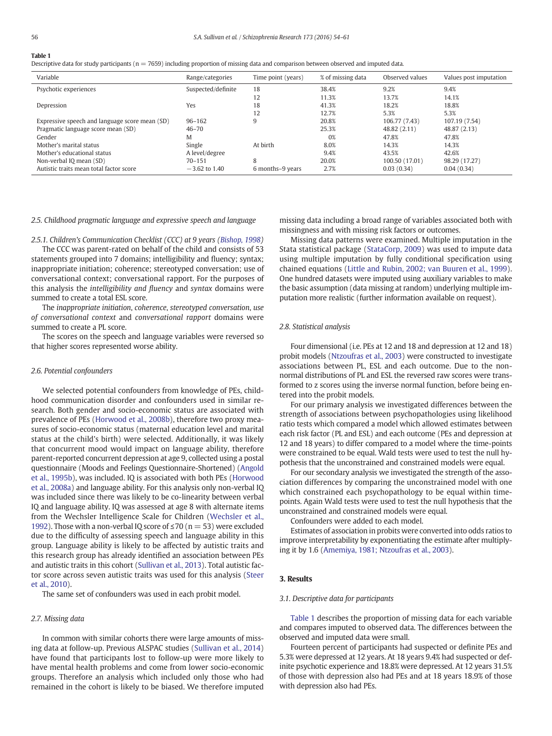**Table 1**
Descriptive data for study participants (n = 7659) including proportion of missing data and comparison between observed and imputed data.

| Variable | Range/categories | Time point (years) | % of missing data | Observed values | Values post imputation |
|---|---|---|---|---|---|
| Psychotic experiences | Suspected/definite | 18 | 38.4% | 9.2% | 9.4% |
| | | 12 | 11.3% | 13.7% | 14.1% |
| Depression | Yes | 18 | 41.3% | 18.2% | 18.8% |
| | | 12 | 12.7% | 5.3% | 5.3% |
| Expressive speech and language score mean (SD) | 96–162 | 9 | 20.8% | 106.77 (7.43) | 107.19 (7.54) |
| Pragmatic language score mean (SD) | 46–70 | | 25.3% | 48.82 (2.11) | 48.87 (2.13) |
| Gender | M | | 0% | 47.8% | 47.8% |
| Mother's marital status | Single | At birth | 8.0% | 14.3% | 14.3% |
| Mother's educational status | A level/degree | | 9.4% | 43.5% | 42.6% |
| Non-verbal IQ mean (SD) | 70–151 | 8 | 20.0% | 100.50 (17.01) | 98.29 (17.27) |
| Autistic traits mean total factor score | −3.62 to 1.40 | 6 months–9 years | 2.7% | 0.03 (0.34) | 0.04 (0.34) |

### 2.5. Childhood pragmatic language and expressive speech and language

#### 2.5.1. Children's Communication Checklist (CCC) at 9 years (Bishop, 1998)

The CCC was parent-rated on behalf of the child and consists of 53 statements grouped into 7 domains; intelligibility and fluency; syntax; inappropriate initiation; coherence; stereotyped conversation; use of conversational context; conversational rapport. For the purposes of this analysis the *intelligibility and fluency* and *syntax* domains were summed to create a total ESL score.

The *inappropriate initiation*, *coherence*, *stereotyped conversation*, *use of conversational context* and *conversational rapport* domains were summed to create a PL score.

The scores on the speech and language variables were reversed so that higher scores represented worse ability.

### 2.6. Potential confounders

We selected potential confounders from knowledge of PEs, childhood communication disorder and confounders used in similar research. Both gender and socio-economic status are associated with prevalence of PEs (Horwood et al., 2008b), therefore two proxy measures of socio-economic status (maternal education level and marital status at the child's birth) were selected. Additionally, it was likely that concurrent mood would impact on language ability, therefore parent-reported concurrent depression at age 9, collected using a postal questionnaire (Moods and Feelings Questionnaire-Shortened) (Angold et al., 1995b), was included. IQ is associated with both PEs (Horwood et al., 2008a) and language ability. For this analysis only non-verbal IQ was included since there was likely to be co-linearity between verbal IQ and language ability. IQ was assessed at age 8 with alternate items from the Wechsler Intelligence Scale for Children (Wechsler et al., 1992). Those with a non-verbal IQ score of ≤70 (n = 53) were excluded due to the difficulty of assessing speech and language ability in this group. Language ability is likely to be affected by autistic traits and this research group has already identified an association between PEs and autistic traits in this cohort (Sullivan et al., 2013). Total autistic factor score across seven autistic traits was used for this analysis (Steer et al., 2010).

The same set of confounders was used in each probit model.

### 2.7. Missing data

In common with similar cohorts there were large amounts of missing data at follow-up. Previous ALSPAC studies (Sullivan et al., 2014) have found that participants lost to follow-up were more likely to have mental health problems and come from lower socio-economic groups. Therefore an analysis which included only those who had remained in the cohort is likely to be biased. We therefore imputed missing data including a broad range of variables associated both with missingness and with missing risk factors or outcomes.

Missing data patterns were examined. Multiple imputation in the Stata statistical package (StataCorp, 2009) was used to impute data using multiple imputation by fully conditional specification using chained equations (Little and Rubin, 2002; van Buuren et al., 1999). One hundred datasets were imputed using auxiliary variables to make the basic assumption (data missing at random) underlying multiple imputation more realistic (further information available on request).

### 2.8. Statistical analysis

Four dimensional (i.e. PEs at 12 and 18 and depression at 12 and 18) probit models (Ntzoufras et al., 2003) were constructed to investigate associations between PL, ESL and each outcome. Due to the non-normal distributions of PL and ESL the reversed raw scores were transformed to z scores using the inverse normal function, before being entered into the probit models.

For our primary analysis we investigated differences between the strength of associations between psychopathologies using likelihood ratio tests which compared a model which allowed estimates between each risk factor (PL and ESL) and each outcome (PEs and depression at 12 and 18 years) to differ compared to a model where the time-points were constrained to be equal. Wald tests were used to test the null hypothesis that the unconstrained and constrained models were equal.

For our secondary analysis we investigated the strength of the association differences by comparing the unconstrained model with one which constrained each psychopathology to be equal within time-points. Again Wald tests were used to test the null hypothesis that the unconstrained and constrained models were equal.

Confounders were added to each model.

Estimates of association in probits were converted into odds ratios to improve interpretability by exponentiating the estimate after multiplying it by 1.6 (Amemiya, 1981; Ntzoufras et al., 2003).

## 3. Results

### 3.1. Descriptive data for participants

Table 1 describes the proportion of missing data for each variable and compares imputed to observed data. The differences between the observed and imputed data were small.

Fourteen percent of participants had suspected or definite PEs and 5.3% were depressed at 12 years. At 18 years 9.4% had suspected or definite psychotic experience and 18.8% were depressed. At 12 years 31.5% of those with depression also had PEs and at 18 years 18.9% of those with depression also had PEs.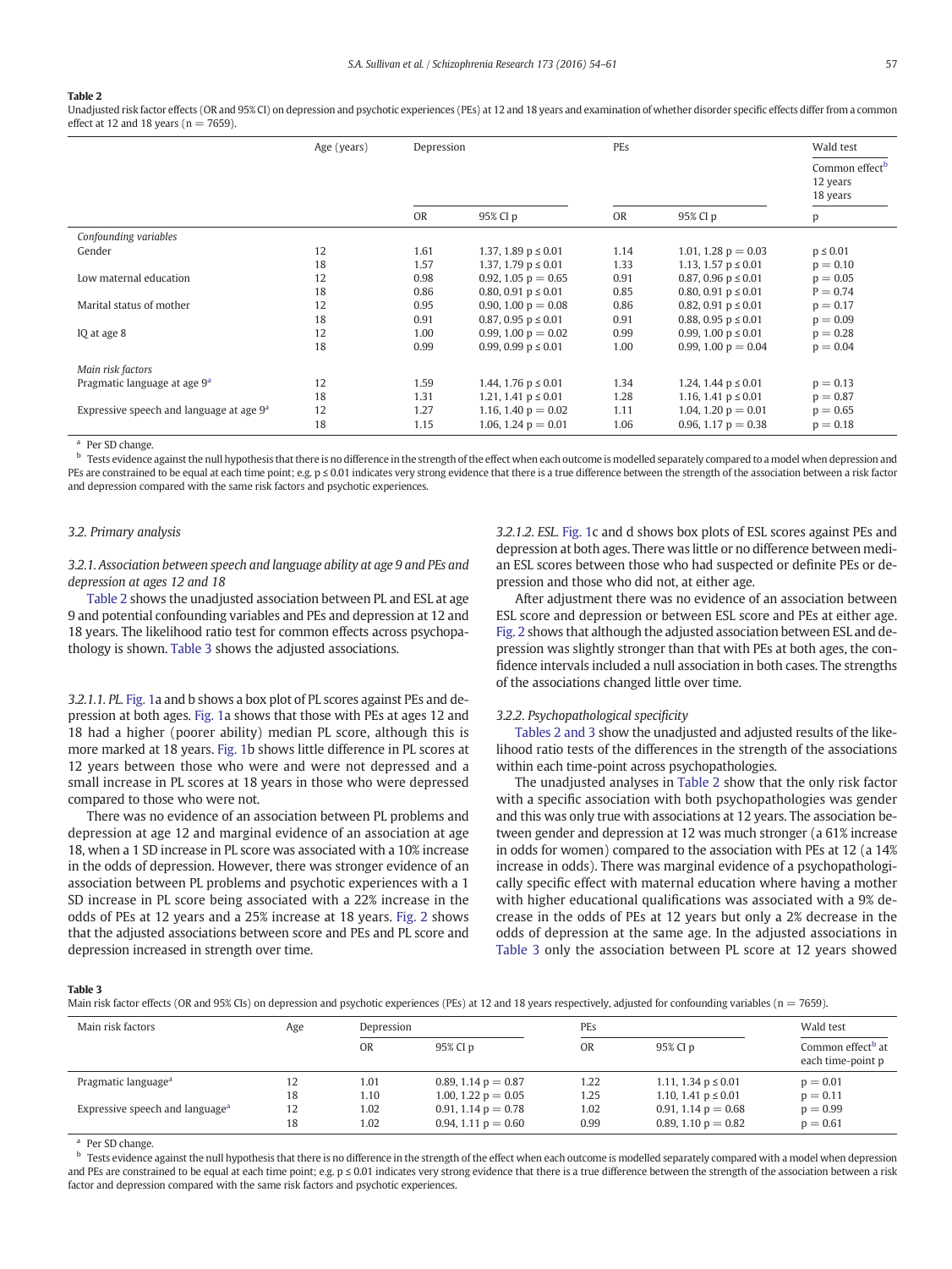**Table 2**
Unadjusted risk factor effects (OR and 95% CI) on depression and psychotic experiences (PEs) at 12 and 18 years and examination of whether disorder specific effects differ from a common effect at 12 and 18 years (n = 7659).

| | Age (years) | Depression | | PEs | | Wald test |
|---|---|---|---|---|---|---|
| | | | | | | Common effect[b] 12 years 18 years |
| | | OR | 95% CI p | OR | 95% CI p | p |
| *Confounding variables* | | | | | | |
| Gender | 12 | 1.61 | 1.37, 1.89 p ≤ 0.01 | 1.14 | 1.01, 1.28 p = 0.03 | p ≤ 0.01 |
| | 18 | 1.57 | 1.37, 1.79 p ≤ 0.01 | 1.33 | 1.13, 1.57 p ≤ 0.01 | p = 0.10 |
| Low maternal education | 12 | 0.98 | 0.92, 1.05 p = 0.65 | 0.91 | 0.87, 0.96 p ≤ 0.01 | p = 0.05 |
| | 18 | 0.86 | 0.80, 0.91 p ≤ 0.01 | 0.85 | 0.80, 0.91 p ≤ 0.01 | P = 0.74 |
| Marital status of mother | 12 | 0.95 | 0.90, 1.00 p = 0.08 | 0.86 | 0.82, 0.91 p ≤ 0.01 | p = 0.17 |
| | 18 | 0.91 | 0.87, 0.95 p ≤ 0.01 | 0.91 | 0.88, 0.95 p ≤ 0.01 | p = 0.09 |
| IQ at age 8 | 12 | 1.00 | 0.99, 1.00 p = 0.02 | 0.99 | 0.99, 1.00 p ≤ 0.01 | p = 0.28 |
| | 18 | 0.99 | 0.99, 0.99 p ≤ 0.01 | 1.00 | 0.99, 1.00 p = 0.04 | p = 0.04 |
| *Main risk factors* | | | | | | |
| Pragmatic language at age 9[a] | 12 | 1.59 | 1.44, 1.76 p ≤ 0.01 | 1.34 | 1.24, 1.44 p ≤ 0.01 | p = 0.13 |
| | 18 | 1.31 | 1.21, 1.41 p ≤ 0.01 | 1.28 | 1.16, 1.41 p ≤ 0.01 | p = 0.87 |
| Expressive speech and language at age 9[a] | 12 | 1.27 | 1.16, 1.40 p = 0.02 | 1.11 | 1.04, 1.20 p = 0.01 | p = 0.65 |
| | 18 | 1.15 | 1.06, 1.24 p = 0.01 | 1.06 | 0.96, 1.17 p = 0.38 | p = 0.18 |

[a] Per SD change.
[b] Tests evidence against the null hypothesis that there is no difference in the strength of the effect when each outcome is modelled separately compared to a model when depression and PEs are constrained to be equal at each time point; e.g. p ≤ 0.01 indicates very strong evidence that there is a true difference between the strength of the association between a risk factor and depression compared with the same risk factors and psychotic experiences.

### 3.2. Primary analysis

#### 3.2.1. Association between speech and language ability at age 9 and PEs and depression at ages 12 and 18

Table 2 shows the unadjusted association between PL and ESL at age 9 and potential confounding variables and PEs and depression at 12 and 18 years. The likelihood ratio test for common effects across psychopathology is shown. Table 3 shows the adjusted associations.

*3.2.1.1. PL.* Fig. 1a and b shows a box plot of PL scores against PEs and depression at both ages. Fig. 1a shows that those with PEs at ages 12 and 18 had a higher (poorer ability) median PL score, although this is more marked at 18 years. Fig. 1b shows little difference in PL scores at 12 years between those who were and were not depressed and a small increase in PL scores at 18 years in those who were depressed compared to those who were not.

There was no evidence of an association between PL problems and depression at age 12 and marginal evidence of an association at age 18, when a 1 SD increase in PL score was associated with a 10% increase in the odds of depression. However, there was stronger evidence of an association between PL problems and psychotic experiences with a 1 SD increase in PL score being associated with a 22% increase in the odds of PEs at 12 years and a 25% increase at 18 years. Fig. 2 shows that the adjusted associations between score and PEs and PL score and depression increased in strength over time.

*3.2.1.2. ESL.* Fig. 1c and d shows box plots of ESL scores against PEs and depression at both ages. There was little or no difference between median ESL scores between those who had suspected or definite PEs or depression and those who did not, at either age.

After adjustment there was no evidence of an association between ESL score and depression or between ESL score and PEs at either age. Fig. 2 shows that although the adjusted association between ESL and depression was slightly stronger than that with PEs at both ages, the confidence intervals included a null association in both cases. The strengths of the associations changed little over time.

#### 3.2.2. Psychopathological specificity

Tables 2 and 3 show the unadjusted and adjusted results of the likelihood ratio tests of the differences in the strength of the associations within each time-point across psychopathologies.

The unadjusted analyses in Table 2 show that the only risk factor with a specific association with both psychopathologies was gender and this was only true with associations at 12 years. The association between gender and depression at 12 was much stronger (a 61% increase in odds for women) compared to the association with PEs at 12 (a 14% increase in odds). There was marginal evidence of a psychopathologically specific effect with maternal education where having a mother with higher educational qualifications was associated with a 9% decrease in the odds of PEs at 12 years but only a 2% decrease in the odds of depression at the same age. In the adjusted associations in Table 3 only the association between PL score at 12 years showed

**Table 3**
Main risk factor effects (OR and 95% CIs) on depression and psychotic experiences (PEs) at 12 and 18 years respectively, adjusted for confounding variables (n = 7659).

| Main risk factors | Age | Depression | | PEs | | Wald test |
|---|---|---|---|---|---|---|
| | | OR | 95% CI p | OR | 95% CI p | Common effect[b] at each time-point p |
| Pragmatic language[a] | 12 | 1.01 | 0.89, 1.14 p = 0.87 | 1.22 | 1.11, 1.34 p ≤ 0.01 | p = 0.01 |
| | 18 | 1.10 | 1.00, 1.22 p = 0.05 | 1.25 | 1.10, 1.41 p ≤ 0.01 | p = 0.11 |
| Expressive speech and language[a] | 12 | 1.02 | 0.91, 1.14 p = 0.78 | 1.02 | 0.91, 1.14 p = 0.68 | p = 0.99 |
| | 18 | 1.02 | 0.94, 1.11 p = 0.60 | 0.99 | 0.89, 1.10 p = 0.82 | p = 0.61 |

[a] Per SD change.
[b] Tests evidence against the null hypothesis that there is no difference in the strength of the effect when each outcome is modelled separately compared with a model when depression and PEs are constrained to be equal at each time point; e.g. p ≤ 0.01 indicates very strong evidence that there is a true difference between the strength of the association between a risk factor and depression compared with the same risk factors and psychotic experiences.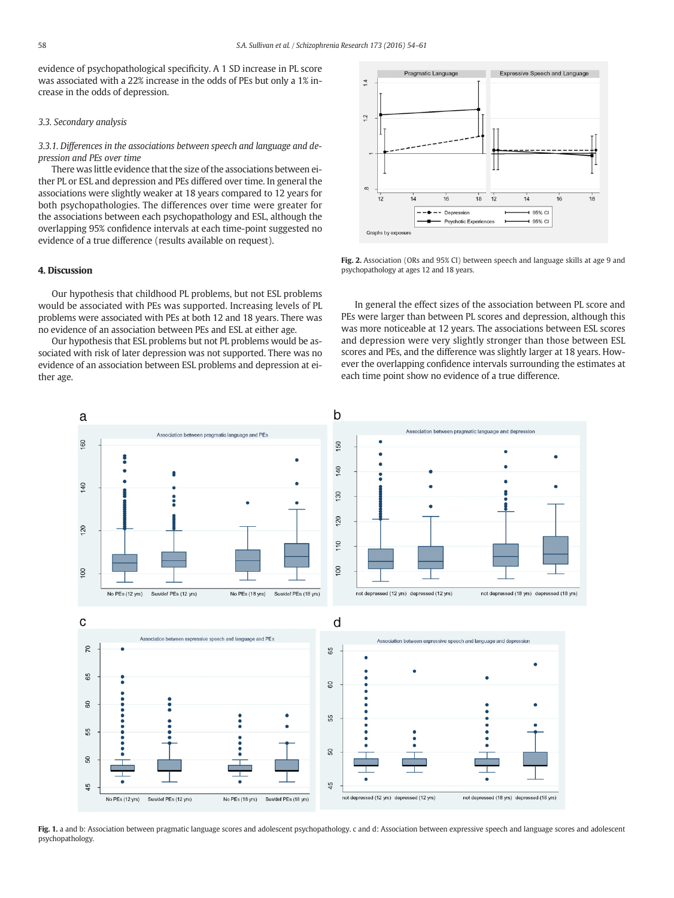evidence of psychopathological specificity. A 1 SD increase in PL score was associated with a 22% increase in the odds of PEs but only a 1% increase in the odds of depression.

### 3.3. Secondary analysis

#### 3.3.1. Differences in the associations between speech and language and depression and PEs over time

There was little evidence that the size of the associations between either PL or ESL and depression and PEs differed over time. In general the associations were slightly weaker at 18 years compared to 12 years for both psychopathologies. The differences over time were greater for the associations between each psychopathology and ESL, although the overlapping 95% confidence intervals at each time-point suggested no evidence of a true difference (results available on request).

Fig. 2. Association (ORs and 95% CI) between speech and language skills at age 9 and psychopathology at ages 12 and 18 years.

In general the effect sizes of the association between PL score and PEs were larger than between PL scores and depression, although this was more noticeable at 12 years. The associations between ESL scores and depression were very slightly stronger than those between ESL scores and PEs, and the difference was slightly larger at 18 years. However the overlapping confidence intervals surrounding the estimates at each time point show no evidence of a true difference.

## 4. Discussion

Our hypothesis that childhood PL problems, but not ESL problems would be associated with PEs was supported. Increasing levels of PL problems were associated with PEs at both 12 and 18 years. There was no evidence of an association between PEs and ESL at either age.

Our hypothesis that ESL problems but not PL problems would be associated with risk of later depression was not supported. There was no evidence of an association between ESL problems and depression at either age.

Fig. 1. a and b: Association between pragmatic language scores and adolescent psychopathology. c and d: Association between expressive speech and language scores and adolescent psychopathology.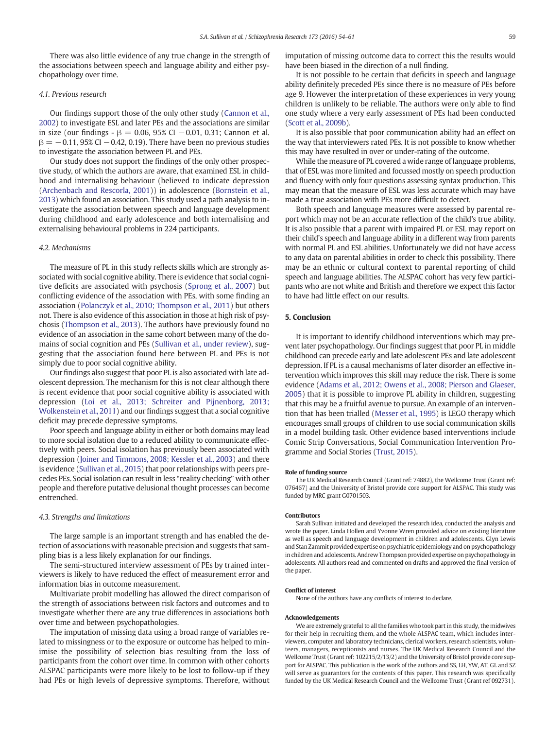There was also little evidence of any true change in the strength of the associations between speech and language ability and either psychopathology over time.

### 4.1. Previous research

Our findings support those of the only other study (Cannon et al., 2002) to investigate ESL and later PEs and the associations are similar in size (our findings - $\beta = 0.06$, 95% CI $-0.01$, 0.31; Cannon et al. $\beta = -0.11$, 95% CI $-0.42$, 0.19). There have been no previous studies to investigate the association between PL and PEs.

Our study does not support the findings of the only other prospective study, of which the authors are aware, that examined ESL in childhood and internalising behaviour (believed to indicate depression (Archenbach and Rescorla, 2001)) in adolescence (Bornstein et al., 2013) which found an association. This study used a path analysis to investigate the association between speech and language development during childhood and early adolescence and both internalising and externalising behavioural problems in 224 participants.

### 4.2. Mechanisms

The measure of PL in this study reflects skills which are strongly associated with social cognitive ability. There is evidence that social cognitive deficits are associated with psychosis (Sprong et al., 2007) but conflicting evidence of the association with PEs, with some finding an association (Polanczyk et al., 2010; Thompson et al., 2011) but others not. There is also evidence of this association in those at high risk of psychosis (Thompson et al., 2013). The authors have previously found no evidence of an association in the same cohort between many of the domains of social cognition and PEs (Sullivan et al., under review), suggesting that the association found here between PL and PEs is not simply due to poor social cognitive ability.

Our findings also suggest that poor PL is also associated with late adolescent depression. The mechanism for this is not clear although there is recent evidence that poor social cognitive ability is associated with depression (Loi et al., 2013; Schreiter and Pijnenborg, 2013; Wolkenstein et al., 2011) and our findings suggest that a social cognitive deficit may precede depressive symptoms.

Poor speech and language ability in either or both domains may lead to more social isolation due to a reduced ability to communicate effectively with peers. Social isolation has previously been associated with depression (Joiner and Timmons, 2008; Kessler et al., 2003) and there is evidence (Sullivan et al., 2015) that poor relationships with peers precedes PEs. Social isolation can result in less "reality checking" with other people and therefore putative delusional thought processes can become entrenched.

### 4.3. Strengths and limitations

The large sample is an important strength and has enabled the detection of associations with reasonable precision and suggests that sampling bias is a less likely explanation for our findings.

The semi-structured interview assessment of PEs by trained interviewers is likely to have reduced the effect of measurement error and information bias in outcome measurement.

Multivariate probit modelling has allowed the direct comparison of the strength of associations between risk factors and outcomes and to investigate whether there are any true differences in associations both over time and between psychopathologies.

The imputation of missing data using a broad range of variables related to missingness or to the exposure or outcome has helped to minimise the possibility of selection bias resulting from the loss of participants from the cohort over time. In common with other cohorts ALSPAC participants were more likely to be lost to follow-up if they had PEs or high levels of depressive symptoms. Therefore, without imputation of missing outcome data to correct this the results would have been biased in the direction of a null finding.

It is not possible to be certain that deficits in speech and language ability definitely preceded PEs since there is no measure of PEs before age 9. However the interpretation of these experiences in very young children is unlikely to be reliable. The authors were only able to find one study where a very early assessment of PEs had been conducted (Scott et al., 2009b).

It is also possible that poor communication ability had an effect on the way that interviewers rated PEs. It is not possible to know whether this may have resulted in over or under-rating of the outcome.

While the measure of PL covered a wide range of language problems, that of ESL was more limited and focussed mostly on speech production and fluency with only four questions assessing syntax production. This may mean that the measure of ESL was less accurate which may have made a true association with PEs more difficult to detect.

Both speech and language measures were assessed by parental report which may not be an accurate reflection of the child's true ability. It is also possible that a parent with impaired PL or ESL may report on their child's speech and language ability in a different way from parents with normal PL and ESL abilities. Unfortunately we did not have access to any data on parental abilities in order to check this possibility. There may be an ethnic or cultural context to parental reporting of child speech and language abilities. The ALSPAC cohort has very few participants who are not white and British and therefore we expect this factor to have had little effect on our results.

## 5. Conclusion

It is important to identify childhood interventions which may prevent later psychopathology. Our findings suggest that poor PL in middle childhood can precede early and late adolescent PEs and late adolescent depression. If PL is a causal mechanisms of later disorder an effective intervention which improves this skill may reduce the risk. There is some evidence (Adams et al., 2012; Owens et al., 2008; Pierson and Glaeser, 2005) that it is possible to improve PL ability in children, suggesting that this may be a fruitful avenue to pursue. An example of an intervention that has been trialled (Messer et al., 1995) is LEGO therapy which encourages small groups of children to use social communication skills in a model building task. Other evidence based interventions include Comic Strip Conversations, Social Communication Intervention Programme and Social Stories (Trust, 2015).

#### Role of funding source

The UK Medical Research Council (Grant ref: 74882), the Wellcome Trust (Grant ref: 076467) and the University of Bristol provide core support for ALSPAC. This study was funded by MRC grant G0701503.

#### Contributors

Sarah Sullivan initiated and developed the research idea, conducted the analysis and wrote the paper. Linda Hollen and Yvonne Wren provided advice on existing literature as well as speech and language development in children and adolescents. Glyn Lewis and Stan Zammit provided expertise on psychiatric epidemiology and on psychopathology in children and adolescents. Andrew Thompson provided expertise on psychopathology in adolescents. All authors read and commented on drafts and approved the final version of the paper.

#### Conflict of interest

None of the authors have any conflicts of interest to declare.

#### Acknowledgements

We are extremely grateful to all the families who took part in this study, the midwives for their help in recruiting them, and the whole ALSPAC team, which includes interviewers, computer and laboratory technicians, clerical workers, research scientists, volunteers, managers, receptionists and nurses. The UK Medical Research Council and the Wellcome Trust (Grant ref: 102215/2/13/2) and the University of Bristol provide core support for ALSPAC. This publication is the work of the authors and SS, LH, YW, AT, GL and SZ will serve as guarantors for the contents of this paper. This research was specifically funded by the UK Medical Research Council and the Wellcome Trust (Grant ref 092731).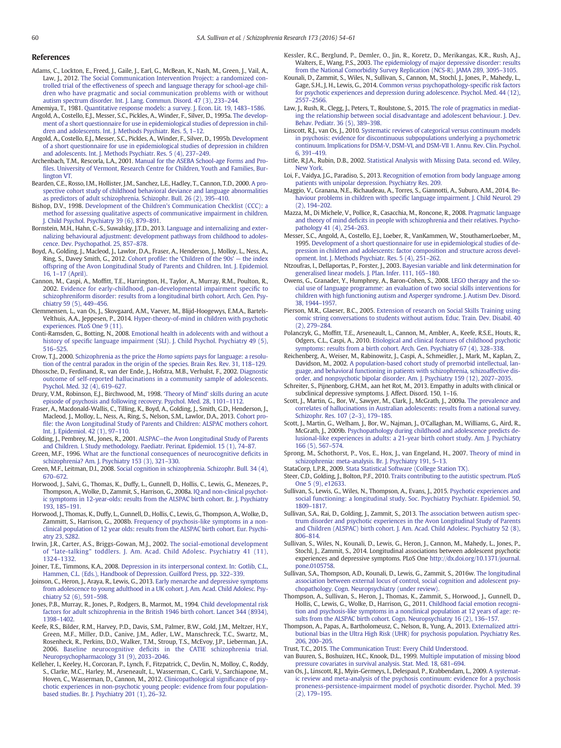## References

Adams, C., Lockton, E., Freed, J., Gaile, J., Earl, G., McBean, K., Nash, M., Green, J., Vail, A., Law, J., 2012. The Social Communication Intervention Project: a randomized controlled trial of the effectiveness of speech and language therapy for school-age children who have pragmatic and social communication problems with or without autism spectrum disorder. Int. J. Lang. Commun. Disord. 47 (3), 233–244.

Amemiya, T., 1981. Quantitative response models: a survey. J. Econ. Lit. 19, 1483–1586.

Angold, A., Costello, E.J., Messer, S.C., Pickles, A., Winder, F., Silver, D., 1995a. The development of a short questionnaire for use in epidemiological studies of depression in children and adolescents. Int. J. Methods Psychiatr. Res. 5, 1–12.

Angold, A., Costello, E.J., Messer, S.C., Pickles, A., Winder, F., Silver, D., 1995b. Development of a short questionnaire for use in epidemiological studies of depression in children and adolescents. Int. J. Methods Psychiatr. Res. 5 (4), 237–249.

Archenbach, T.M., Rescorla, L.A., 2001. Manual for the ASEBA School-age Forms and Profiles. University of Vermont, Research Centre for Children, Youth and Families, Burlington VT.

Bearden, C.E., Rosso, I.M., Hollister, J.M., Sanchez, L.E., Hadley, T., Cannon, T.D., 2000. A prospective cohort study of childhood behavioral deviance and language abnormalities as predictors of adult schizophrenia. Schizophr. Bull. 26 (2), 395–410.

Bishop, D.V., 1998. Development of the Children's Communication Checklist (CCC): a method for assessing qualitative aspects of communicative impairment in children. J. Child Psychol. Psychiatry 39 (6), 879–891.

Bornstein, M.H., Hahn, C.-S., Suwalsky, J.T.D., 2013. Language and internalizing and externalizing behavioural adjustment: development pathways from childhood to adolescence. Dev. Psychopathol. 25, 857–878.

Boyd, A., Golding, J., Macleod, J., Lawlor, D.A., Fraser, A., Henderson, J., Molloy, L., Ness, A., Ring, S., Davey Smith, G., 2012. Cohort profile: the 'Children of the 90s' — the index offspring of the Avon Longitudinal Study of Parents and Children. Int. J. Epidemiol. 16, 1–17 (April).

Cannon, M., Caspi, A., Moffitt, T.E., Harrington, H., Taylor, A., Murray, R.M., Poulton, R., 2002. Evidence for early-childhood, pan-developmental impairment specific to schizophreniform disorder: results from a longitudinal birth cohort. Arch. Gen. Psychiatry 59 (5), 449–456.

Clemmensen, L., van Os, J., Skovgaard, A.M., Vaever, M., Blijd-Hoogewys, E.M.A., Bartels-Velthuis, A.A., Jeppesen, P., 2014. Hyper-theory-of-mind in children with psychotic experiences. PLoS One 9 (11).

Conti-Ramsden, G., Botting, N., 2008. Emotional health in adolescents with and without a history of specific language impairment (SLI). J. Child Psychol. Psychiatry 49 (5), 516–525.

Crow, T.J., 2000. Schizophrenia as the price the *Homo sapiens* pays for language: a resolution of the central paradox in the origin of the species. Brain Res. Rev. 31, 118–129.

Dhossche, D., Ferdinand, R., van der Ende, J., Hofstra, M.B., Verhulst, F., 2002. Diagnostic outcome of self-reported hallucinations in a community sample of adolescents. Psychol. Med. 32 (4), 619–627.

Drury, V.M., Robinson, E.J., Birchwood, M., 1998. 'Theory of Mind' skills during an acute episode of psychosis and following recovery. Psychol. Med. 28, 1101–1112.

Fraser, A., Macdonald-Wallis, C., Tilling, K., Boyd, A., Golding, J., Smith, G.D., Henderson, J., Macleod, J., Molloy, L., Ness, A., Ring, S., Nelson, S.M., Lawlor, D.A., 2013. Cohort profile: the Avon Longitudinal Study of Parents and Children: ALSPAC mothers cohort. Int. J. Epidemiol. 42 (1), 97–110.

Golding, J., Pembrey, M., Jones, R., 2001. ALSPAC—the Avon Longitudinal Study of Parents and Children. I. Study methodology. Paediatr. Perinat. Epidemiol. 15 (1), 74–87.

Green, M.F., 1996. What are the functional consequences of neurocognitive deficits in schizophrenia? Am. J. Psychiatry 153 (3), 321–330.

Green, M.F., Leitman, D.I., 2008. Social cognition in schizophrenia. Schizophr. Bull. 34 (4), 670–672.

Horwood, J., Salvi, G., Thomas, K., Duffy, L., Gunnell, D., Hollis, C., Lewis, G., Menezes, P., Thompson, A., Wolke, D., Zammit, S., Harrison, G., 2008a. IQ and non-clinical psychotic symptoms in 12-year-olds: results from the ALSPAC birth cohort. Br. J. Psychiatry 193, 185–191.

Horwood, J., Thomas, K., Duffy, L., Gunnell, D., Hollis, C., Lewis, G., Thompson, A., Wolke, D., Zammitt, S., Harrison, G., 2008b. Frequency of psychosis-like symptoms in a non-clinical population of 12 year olds: results from the ALSPAC birth cohort. Eur. Psychiatry 23, S282.

Irwin, J.R., Carter, A.S., Briggs-Gowan, M.J., 2002. The social-emotional development of "late-talking" toddlers. J. Am. Acad. Child Adolesc. Psychiatry 41 (11), 1324–1332.

Joiner, T.E., Timmons, K.A., 2008. Depression in its interpersonal context. In: Gotlib, C.L., Hammen, C.L. (Eds.), Handbook of Depression. Guilford Press, pp. 322–339.

Joinson, C., Heron, J., Araya, R., Lewis, G., 2013. Early menarche and depressive symptoms from adolescence to young adulthood in a UK cohort. J. Am. Acad. Child Adolesc. Psychiatry 52 (6), 591–598.

Jones, P.B., Murray, R., Jones, P., Rodgers, B., Marmot, M., 1994. Child developmental risk factors for adult schizophrenia in the British 1946 birth cohort. Lancet 344 (8934), 1398–1402.

Keefe, R.S., Bilder, R.M., Harvey, P.D., Davis, S.M., Palmer, B.W., Gold, J.M., Meltzer, H.Y., Green, M.F., Miller, D.D., Canive, J.M., Adler, L.W., Manschreck, T.C., Swartz, M., Rosenheck, R., Perkins, D.O., Walker, T.M., Stroup, T.S., McEvoy, J.P., Lieberman, J.A., 2006. Baseline neurocognitive deficits in the CATIE schizophrenia trial. Neuropsychopharmacology 31 (9), 2033–2046.

Kelleher, I., Keeley, H., Corcoran, P., Lynch, F., Fitzpatrick, C., Devlin, N., Molloy, C., Roddy, S., Clarke, M.C., Harley, M., Arseneault, L., Wasserman, C., Carli, V., Sarchiapone, M., Hoven, C., Wasserman, D., Cannon, M., 2012. Clinicopathological significance of psychotic experiences in non-psychotic young people: evidence from four population-based studies. Br. J. Psychiatry 201 (1), 26–32.

Kessler, R.C., Berglund, P., Demler, O., Jin, R., Koretz, D., Merikangas, K.R., Rush, A.J., Walters, E., Wang, P.S., 2003. The epidemiology of major depressive disorder: results from the National Comorbidity Survey Replication (NCS-R). JAMA 289, 3095–3105.

Kounali, D., Zammit, S., Wiles, N., Sullivan, S., Cannon, M., Stochl, J., Jones, P., Mahedy, L., Gage, S.H., J, H., Lewis, G., 2014. Common *versus* psychopathology-specific risk factors for psychotic experiences and depression during adolescence. Psychol. Med. 44 (12), 2557–2566.

Law, J., Rush, R., Clegg, J., Peters, T., Roulstone, S., 2015. The role of pragmatics in mediating the relationship between social disadvantage and adolescent behaviour. J. Dev. Behav. Pediatr. 36 (5), 389–398.

Linscott, R.J., van Os, J., 2010. Systematic reviews of categorical versus continuum models in psychosis: evidence for discontinuous subpopulations underlying a psychometric continuum. Implications for DSM-V, DSM-VI, and DSM-VII 1. Annu. Rev. Clin. Psychol. 6, 391–419.

Little, R.J.A., Rubin, D.B., 2002. Statistical Analysis with Missing Data. second ed. Wiley, New York.

Loi, F., Vaidya, J.G., Paradiso, S., 2013. Recognition of emotion from body language among patients with unipolar depression. Psychiatry Res. 209.

Maggio, V., Granana, N.E., Richaudeau, A., Torres, S., Giannotti, A., Suburo, A.M., 2014. Behaviour problems in children with specific language impairment. J. Child Neurol. 29 (2), 194–202.

Mazza, M., Di Michele, V., Pollice, R., Casacchia, M., Roncone, R., 2008. Pragmatic language and theory of mind deficits in people with schizophrenia and their relatives. Psychopathology 41 (4), 254–263.

Messer, S.C., Angold, A., Costello, E.J., Loeber, R., VanKammen, W., StouthamerLoeber, M., 1995. Development of a short questionnaire for use in epidemiological studies of depression in children and adolescents: factor composition and structure across development. Int. J. Methods Psychiatr. Res. 5 (4), 251–262.

Ntzoufras, I., Dellaportas, P., Forster, J., 2003. Bayesian variable and link determination for generalised linear models. J. Plan. Infer. 111, 165–180.

Owens, G., Granader, Y., Humphrey, A., Baron-Cohen, S., 2008. LEGO therapy and the social use of language programme: an evaluation of two social skills interventions for children with high functioning autism and Asperger syndrome. J. Autism Dev. Disord. 38, 1944–1957.

Pierson, M.R., Glaeser, B.C., 2005. Extension of research on Social Skills Training using comic strip conversations to students without autism. Educ. Train. Dev. Disabil. 40 (2), 279–284.

Polanczyk, G., Moffitt, T.E., Arseneault, L., Cannon, M., Ambler, A., Keefe, R.S.E., Houts, R., Odgers, C.L., Caspi, A., 2010. Etiological and clinical features of childhood psychotic symptoms: results from a birth cohort. Arch. Gen. Psychiatry 67 (4), 328–338.

Reichenberg, A., Weiser, M., Rabinowitz, J., Caspi, A., Schmeidler, J., Mark, M., Kaplan, Z., Davidson, M., 2002. A population-based cohort study of premorbid intellectual, language, and behavioral functioning in patients with schizophrenia, schizoaffective disorder, and nonpsychotic bipolar disorder. Am. J. Psychiatry 159 (12), 2027–2035.

Schreiter, S., Pijnenborg, G.H.M., aan het Rot, M., 2013. Empathy in adults with clinical or subclinical depressive symptoms. J. Affect. Disord. 150, 1–16.

Scott, J., Martin, G., Bor, W., Sawyer, M., Clark, J., McGrath, J., 2009a. The prevalence and correlates of hallucinations in Australian adolescents: results from a national survey. Schizophr. Res. 107 (2–3), 179–185.

Scott, J., Martin, G., Welham, J., Bor, W., Najman, J., O'Callaghan, M., Williams, G., Aird, R., McGrath, J., 2009b. Psychopathology during childhood and adolescence predicts delusional-like experiences in adults: a 21-year birth cohort study. Am. J. Psychiatry 166 (5), 567–574.

Sprong, M., Schothorst, P., Vos, E., Hox, J., van Engeland, H., 2007. Theory of mind in schizophrenia: meta-analysis. Br. J. Psychiatry 191, 5–13.

StataCorp, L.P.R., 2009. Stata Statistical Software (College Station TX).

Steer, C.D., Golding, J., Bolton, P.F., 2010. Traits contributing to the autistic spectrum. PLoS One 5 (9), e12633.

Sullivan, S., Lewis, G., Wiles, N., Thompson, A., Evans, J., 2015. Psychotic experiences and social functioning: a longitudinal study. Soc. Psychiatry Psychiatr. Epidemiol. 50, 1809–1817.

Sullivan, S.A., Rai, D., Golding, J., Zammit, S., 2013. The association between autism spectrum disorder and psychotic experiences in the Avon Longitudinal Study of Parents and Children (ALSPAC) birth cohort. J. Am. Acad. Child Adolesc. Psychiatry 52 (8), 806–814.

Sullivan, S., Wiles, N., Kounali, D., Lewis, G., Heron, J., Cannon, M., Mahedy, L., Jones, P., Stochl, J., Zammit, S., 2014. Longitudinal associations between adolescent psychotic experiences and depressive symptoms. PLoS One http://dx.doi.org/10.1371/journal.pone.0105758.

Sullivan, S.A., Thompson, A.D., Kounali, D., Lewis, G., Zammit, S., 2016w. The longitudinal association between external locus of control, social cognition and adolescent psychopathology. Cogn. Neuropsychiatry (under review).

Thompson, A., Sullivan, S., Heron, J., Thomas, K., Zammit, S., Horwood, J., Gunnell, D., Hollis, C., Lewis, G., Wolke, D., Harrison, G., 2011. Childhood facial emotion recognition and psychosis-like symptoms in a nonclinical population at 12 years of age: results from the ALSPAC birth cohort. Cogn. Neuropsychiatry 16 (2), 136–157.

Thompson, A., Papas, A., Bartholomeusz, C., Nelson, B., Yung, A., 2013. Externalized attributional bias in the Ultra High Risk (UHR) for psychosis population. Psychiatry Res. 206, 200–205.

Trust, T.C., 2015. The Communication Trust: Every Child Understood.

van Buuren, S., Boshuizen, H.C., Knook, D.L., 1999. Multiple imputation of missing blood pressure covariates in survival analysis. Stat. Med. 18, 681–694.

van Os, J., Linscott, R.J., Myin-Germeys, I., Delespaul, P., Krabbendam, L., 2009. A systematic review and meta-analysis of the psychosis continuum: evidence for a psychosis proneness-persistence-impairment model of psychotic disorder. Psychol. Med. 39 (2), 179–195.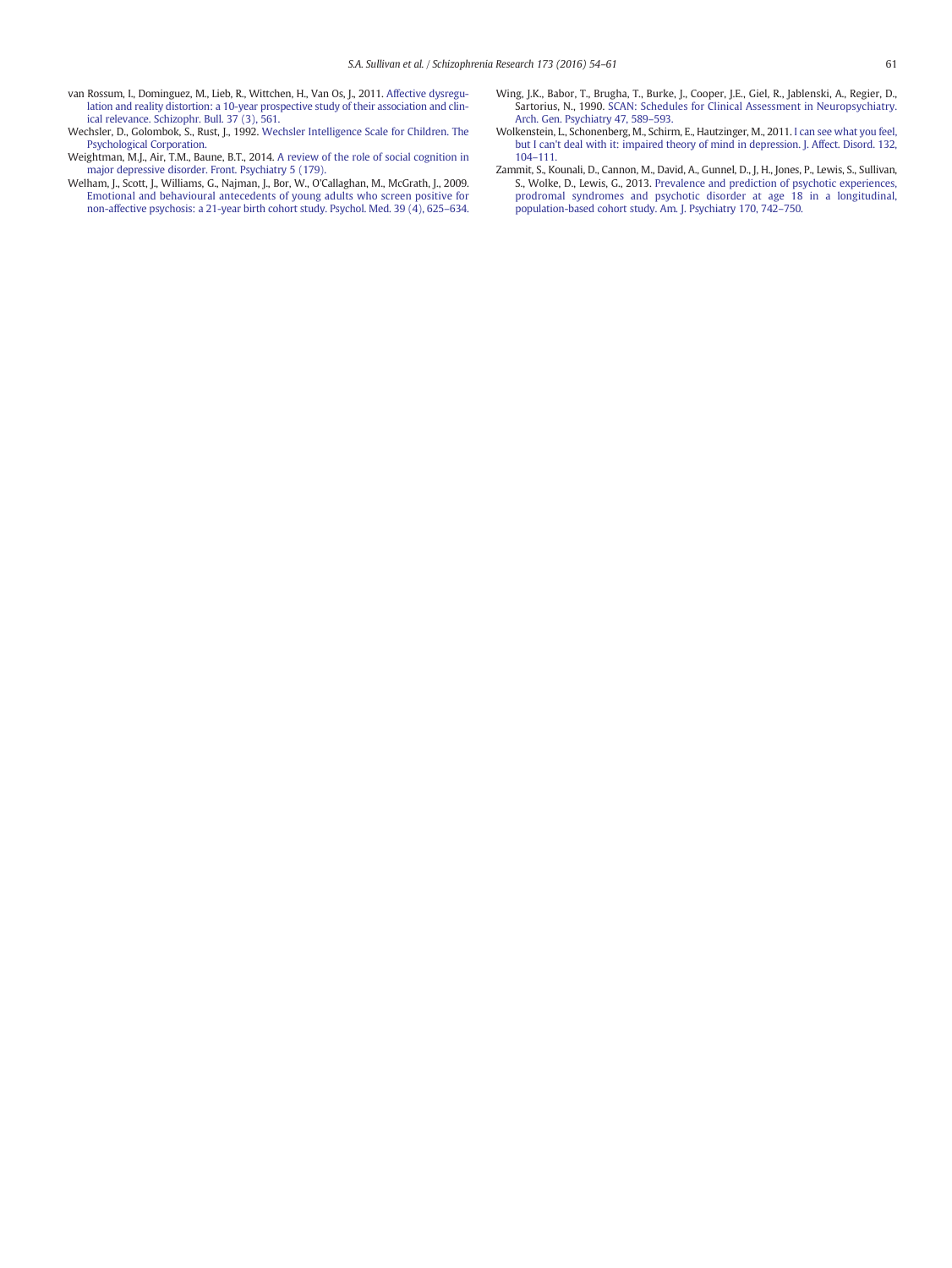van Rossum, I., Dominguez, M., Lieb, R., Wittchen, H., Van Os, J., 2011. Affective dysregulation and reality distortion: a 10-year prospective study of their association and clinical relevance. Schizophr. Bull. 37 (3), 561.

Wechsler, D., Golombok, S., Rust, J., 1992. Wechsler Intelligence Scale for Children. The Psychological Corporation.

Weightman, M.J., Air, T.M., Baune, B.T., 2014. A review of the role of social cognition in major depressive disorder. Front. Psychiatry 5 (179).

Welham, J., Scott, J., Williams, G., Najman, J., Bor, W., O'Callaghan, M., McGrath, J., 2009. Emotional and behavioural antecedents of young adults who screen positive for non-affective psychosis: a 21-year birth cohort study. Psychol. Med. 39 (4), 625–634.

Wing, J.K., Babor, T., Brugha, T., Burke, J., Cooper, J.E., Giel, R., Jablenski, A., Regier, D., Sartorius, N., 1990. SCAN: Schedules for Clinical Assessment in Neuropsychiatry. Arch. Gen. Psychiatry 47, 589–593.

Wolkenstein, L., Schonenberg, M., Schirm, E., Hautzinger, M., 2011. I can see what you feel, but I can't deal with it: impaired theory of mind in depression. J. Affect. Disord. 132, 104–111.

Zammit, S., Kounali, D., Cannon, M., David, A., Gunnel, D., J, H., Jones, P., Lewis, S., Sullivan, S., Wolke, D., Lewis, G., 2013. Prevalence and prediction of psychotic experiences, prodromal syndromes and psychotic disorder at age 18 in a longitudinal, population-based cohort study. Am. J. Psychiatry 170, 742–750.